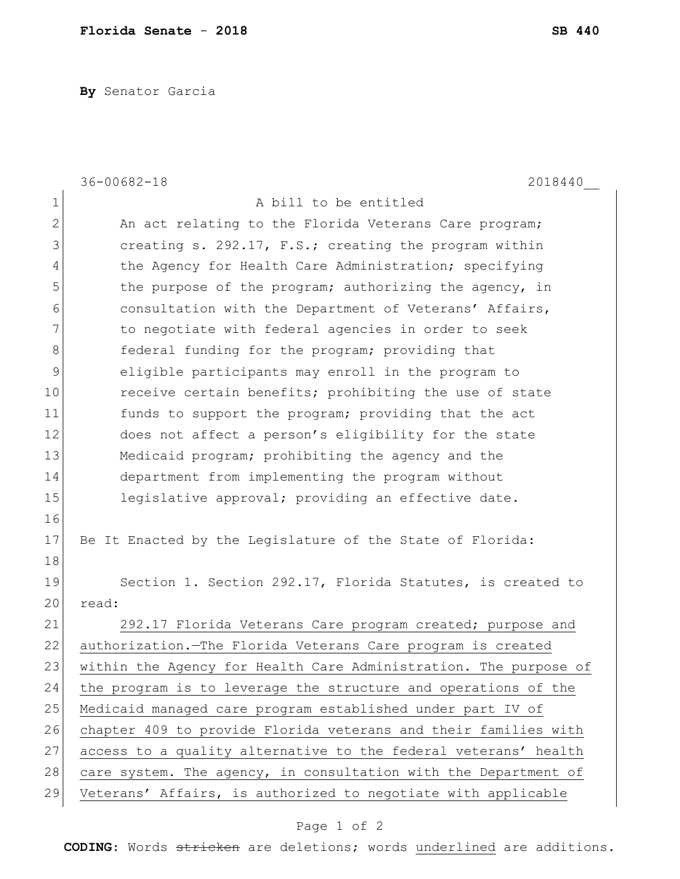By Senator Garcia

36-00682-18 2018440__

A bill to be entitled

An act relating to the Florida Veterans Care program; creating s. 292.17, F.S.; creating the program within the Agency for Health Care Administration; specifying the purpose of the program; authorizing the agency, in consultation with the Department of Veterans' Affairs, to negotiate with federal agencies in order to seek federal funding for the program; providing that eligible participants may enroll in the program to receive certain benefits; prohibiting the use of state funds to support the program; providing that the act does not affect a person's eligibility for the state Medicaid program; prohibiting the agency and the department from implementing the program without legislative approval; providing an effective date.

Be It Enacted by the Legislature of the State of Florida:

Section 1. Section 292.17, Florida Statutes, is created to read:

<u>292.17 Florida Veterans Care program created; purpose and authorization.—The Florida Veterans Care program is created within the Agency for Health Care Administration. The purpose of the program is to leverage the structure and operations of the Medicaid managed care program established under part IV of chapter 409 to provide Florida veterans and their families with access to a quality alternative to the federal veterans' health care system. The agency, in consultation with the Department of Veterans' Affairs, is authorized to negotiate with applicable</u>

**CODING:** Words ~~stricken~~ are deletions; words <u>underlined</u> are additions.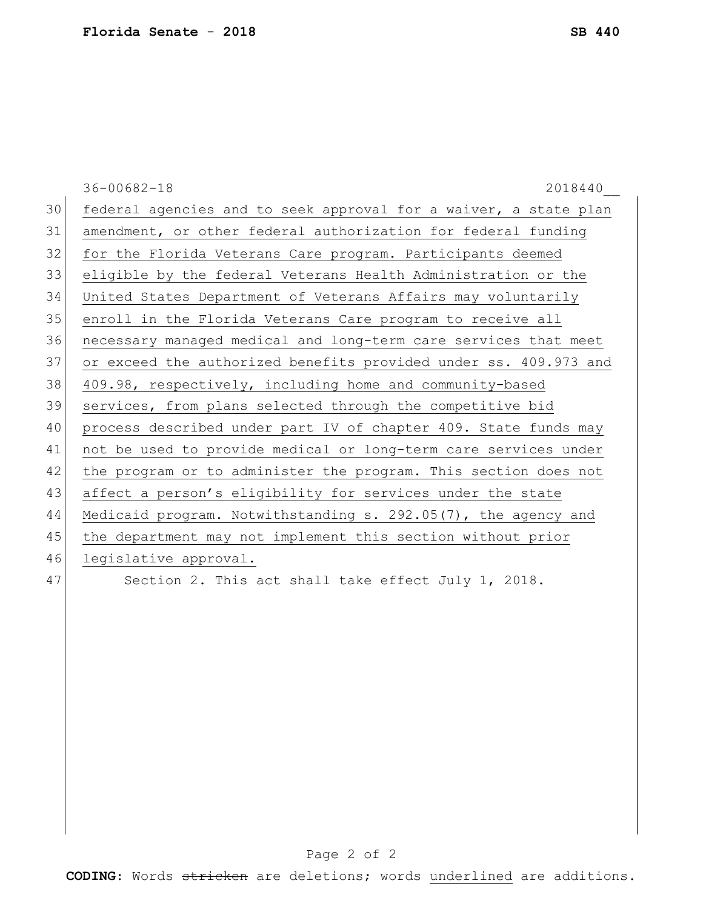36-00682-18 2018440__

30 federal agencies and to seek approval for a waiver, a state plan
31 amendment, or other federal authorization for federal funding
32 for the Florida Veterans Care program. Participants deemed
33 eligible by the federal Veterans Health Administration or the
34 United States Department of Veterans Affairs may voluntarily
35 enroll in the Florida Veterans Care program to receive all
36 necessary managed medical and long-term care services that meet
37 or exceed the authorized benefits provided under ss. 409.973 and
38 409.98, respectively, including home and community-based
39 services, from plans selected through the competitive bid
40 process described under part IV of chapter 409. State funds may
41 not be used to provide medical or long-term care services under
42 the program or to administer the program. This section does not
43 affect a person's eligibility for services under the state
44 Medicaid program. Notwithstanding s. 292.05(7), the agency and
45 the department may not implement this section without prior
46 legislative approval.
47 Section 2. This act shall take effect July 1, 2018.

**CODING:** Words ~~stricken~~ are deletions; words underlined are additions.